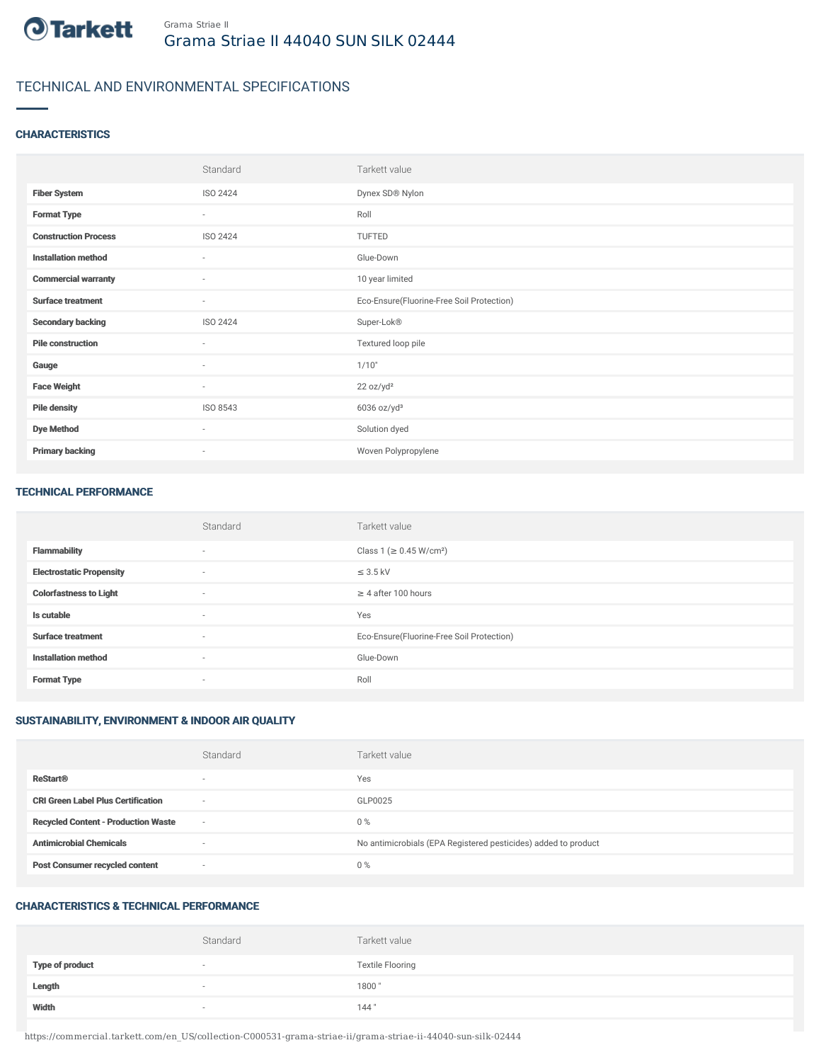Grama Striae II

# Grama Striae II 44040 SUN SILK 02444

## TECHNICAL AND ENVIRONMENTAL SPECIFICATIONS

### CHARACTERISTICS

| | Standard | Tarkett value |
|---|---|---|
| **Fiber System** | ISO 2424 | Dynex SD® Nylon |
| **Format Type** | - | Roll |
| **Construction Process** | ISO 2424 | TUFTED |
| **Installation method** | - | Glue-Down |
| **Commercial warranty** | - | 10 year limited |
| **Surface treatment** | - | Eco-Ensure(Fluorine-Free Soil Protection) |
| **Secondary backing** | ISO 2424 | Super-Lok® |
| **Pile construction** | - | Textured loop pile |
| **Gauge** | - | 1/10" |
| **Face Weight** | - | 22 oz/yd² |
| **Pile density** | ISO 8543 | 6036 oz/yd³ |
| **Dye Method** | - | Solution dyed |
| **Primary backing** | - | Woven Polypropylene |

### TECHNICAL PERFORMANCE

| | Standard | Tarkett value |
|---|---|---|
| **Flammability** | - | Class 1 (≥ 0.45 W/cm²) |
| **Electrostatic Propensity** | - | ≤ 3.5 kV |
| **Colorfastness to Light** | - | ≥ 4 after 100 hours |
| **Is cutable** | - | Yes |
| **Surface treatment** | - | Eco-Ensure(Fluorine-Free Soil Protection) |
| **Installation method** | - | Glue-Down |
| **Format Type** | - | Roll |

### SUSTAINABILITY, ENVIRONMENT & INDOOR AIR QUALITY

| | Standard | Tarkett value |
|---|---|---|
| **ReStart®** | - | Yes |
| **CRI Green Label Plus Certification** | - | GLP0025 |
| **Recycled Content - Production Waste** | - | 0 % |
| **Antimicrobial Chemicals** | - | No antimicrobials (EPA Registered pesticides) added to product |
| **Post Consumer recycled content** | - | 0 % |

### CHARACTERISTICS & TECHNICAL PERFORMANCE

| | Standard | Tarkett value |
|---|---|---|
| **Type of product** | - | Textile Flooring |
| **Length** | - | 1800 " |
| **Width** | - | 144 " |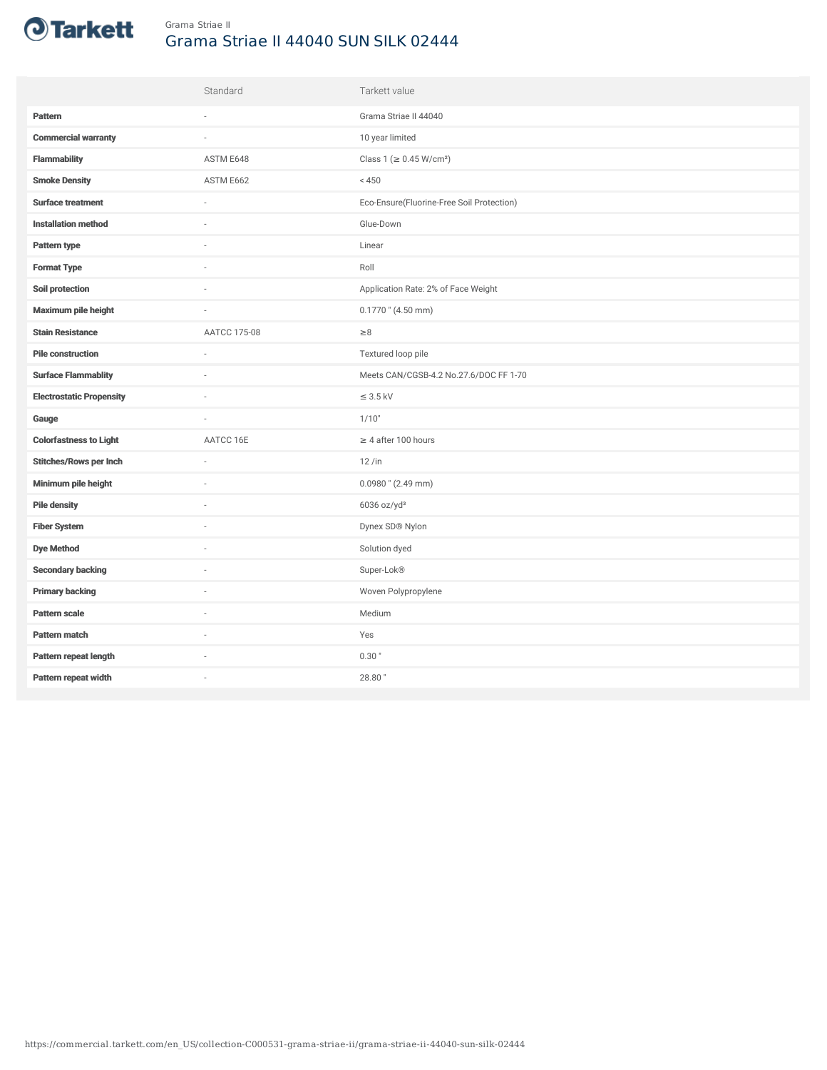Grama Striae II

# Grama Striae II 44040 SUN SILK 02444

| | Standard | Tarkett value |
|---|---|---|
| **Pattern** | - | Grama Striae II 44040 |
| **Commercial warranty** | - | 10 year limited |
| **Flammability** | ASTM E648 | Class 1 (≥ 0.45 W/cm²) |
| **Smoke Density** | ASTM E662 | < 450 |
| **Surface treatment** | - | Eco-Ensure(Fluorine-Free Soil Protection) |
| **Installation method** | - | Glue-Down |
| **Pattern type** | - | Linear |
| **Format Type** | - | Roll |
| **Soil protection** | - | Application Rate: 2% of Face Weight |
| **Maximum pile height** | - | 0.1770 " (4.50 mm) |
| **Stain Resistance** | AATCC 175-08 | ≥8 |
| **Pile construction** | - | Textured loop pile |
| **Surface Flammablity** | - | Meets CAN/CGSB-4.2 No.27.6/DOC FF 1-70 |
| **Electrostatic Propensity** | - | ≤ 3.5 kV |
| **Gauge** | - | 1/10" |
| **Colorfastness to Light** | AATCC 16E | ≥ 4 after 100 hours |
| **Stitches/Rows per Inch** | - | 12 /in |
| **Minimum pile height** | - | 0.0980 " (2.49 mm) |
| **Pile density** | - | 6036 oz/yd³ |
| **Fiber System** | - | Dynex SD® Nylon |
| **Dye Method** | - | Solution dyed |
| **Secondary backing** | - | Super-Lok® |
| **Primary backing** | - | Woven Polypropylene |
| **Pattern scale** | - | Medium |
| **Pattern match** | - | Yes |
| **Pattern repeat length** | - | 0.30 " |
| **Pattern repeat width** | - | 28.80 " |

https://commercial.tarkett.com/en_US/collection-C000531-grama-striae-ii/grama-striae-ii-44040-sun-silk-02444